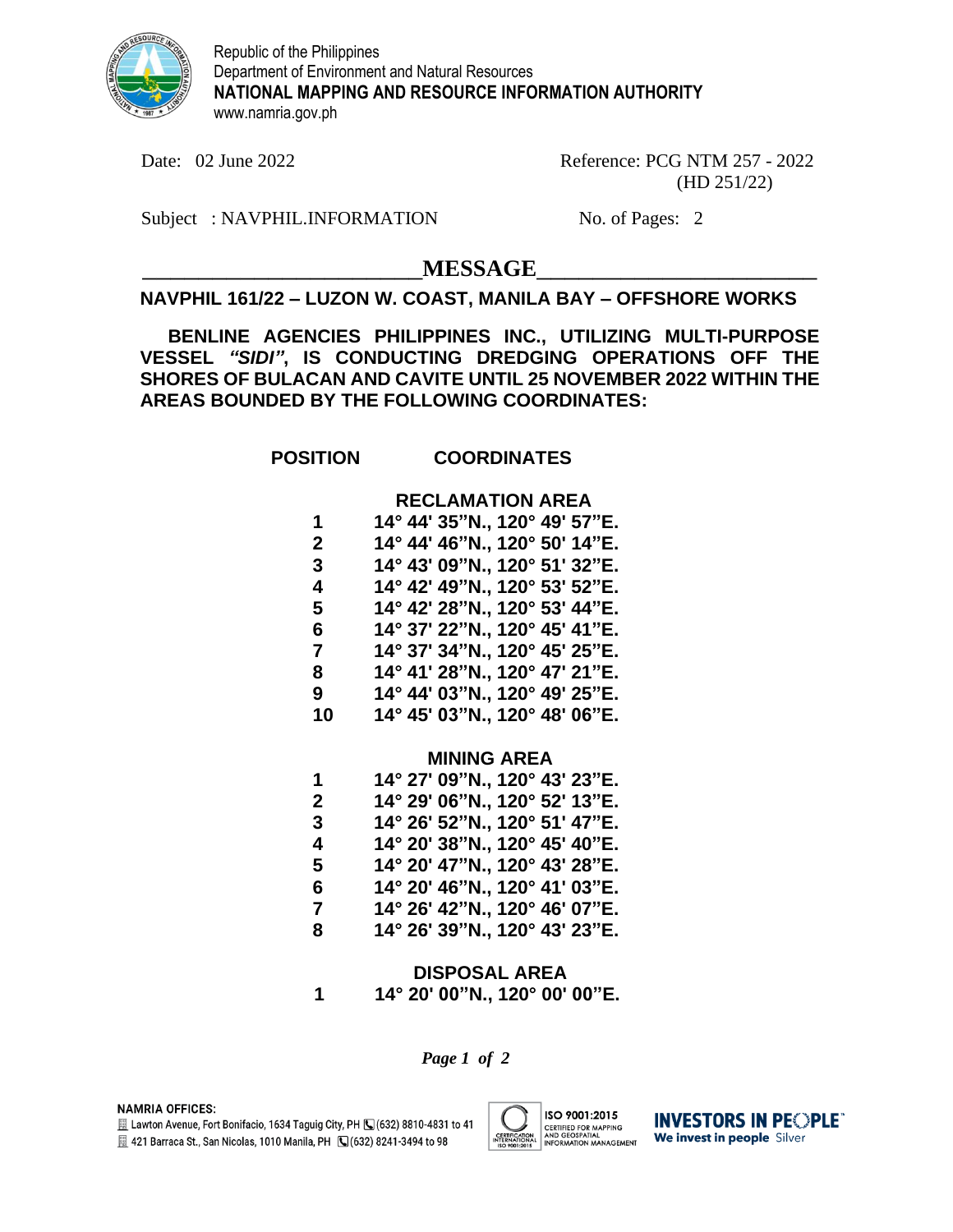Republic of the Philippines
Department of Environment and Natural Resources
**NATIONAL MAPPING AND RESOURCE INFORMATION AUTHORITY**
www.namria.gov.ph

Date: 02 June 2022 | Reference: PCG NTM 257 - 2022 (HD 251/22)

Subject : NAVPHIL.INFORMATION | No. of Pages: 2

# MESSAGE

**NAVPHIL 161/22 – LUZON W. COAST, MANILA BAY – OFFSHORE WORKS**

**BENLINE AGENCIES PHILIPPINES INC., UTILIZING MULTI-PURPOSE VESSEL *"SIDI"*, IS CONDUCTING DREDGING OPERATIONS OFF THE SHORES OF BULACAN AND CAVITE UNTIL 25 NOVEMBER 2022 WITHIN THE AREAS BOUNDED BY THE FOLLOWING COORDINATES:**

| POSITION | COORDINATES |
|---|---|
| | **RECLAMATION AREA** |
| 1 | 14° 44' 35"N., 120° 49' 57"E. |
| 2 | 14° 44' 46"N., 120° 50' 14"E. |
| 3 | 14° 43' 09"N., 120° 51' 32"E. |
| 4 | 14° 42' 49"N., 120° 53' 52"E. |
| 5 | 14° 42' 28"N., 120° 53' 44"E. |
| 6 | 14° 37' 22"N., 120° 45' 41"E. |
| 7 | 14° 37' 34"N., 120° 45' 25"E. |
| 8 | 14° 41' 28"N., 120° 47' 21"E. |
| 9 | 14° 44' 03"N., 120° 49' 25"E. |
| 10 | 14° 45' 03"N., 120° 48' 06"E. |
| | **MINING AREA** |
| 1 | 14° 27' 09"N., 120° 43' 23"E. |
| 2 | 14° 29' 06"N., 120° 52' 13"E. |
| 3 | 14° 26' 52"N., 120° 51' 47"E. |
| 4 | 14° 20' 38"N., 120° 45' 40"E. |
| 5 | 14° 20' 47"N., 120° 43' 28"E. |
| 6 | 14° 20' 46"N., 120° 41' 03"E. |
| 7 | 14° 26' 42"N., 120° 46' 07"E. |
| 8 | 14° 26' 39"N., 120° 43' 23"E. |
| | **DISPOSAL AREA** |
| 1 | 14° 20' 00"N., 120° 00' 00"E. |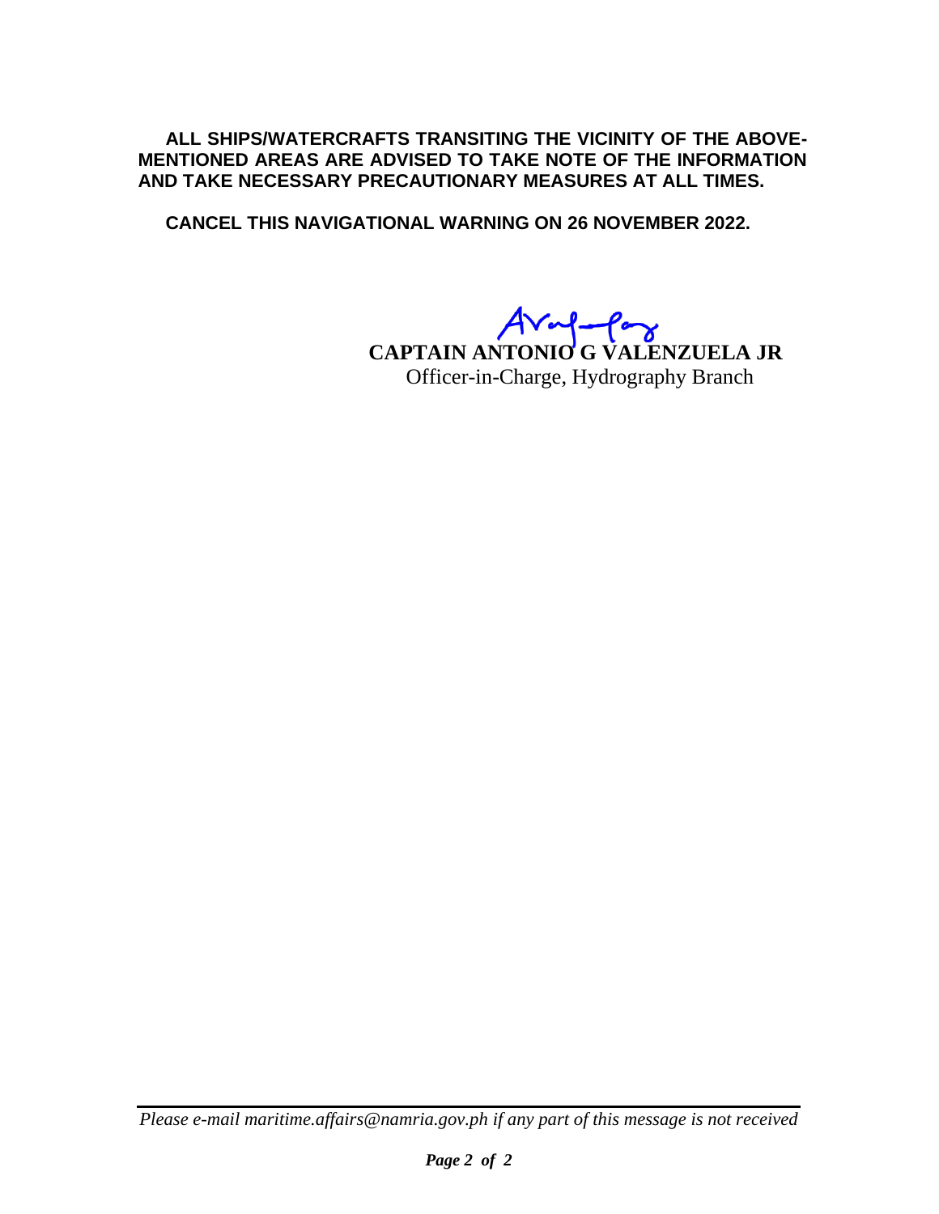**ALL SHIPS/WATERCRAFTS TRANSITING THE VICINITY OF THE ABOVE-MENTIONED AREAS ARE ADVISED TO TAKE NOTE OF THE INFORMATION AND TAKE NECESSARY PRECAUTIONARY MEASURES AT ALL TIMES.**

**CANCEL THIS NAVIGATIONAL WARNING ON 26 NOVEMBER 2022.**

**CAPTAIN ANTONIO G VALENZUELA JR**
Officer-in-Charge, Hydrography Branch

*Please e-mail maritime.affairs@namria.gov.ph if any part of this message is not received*